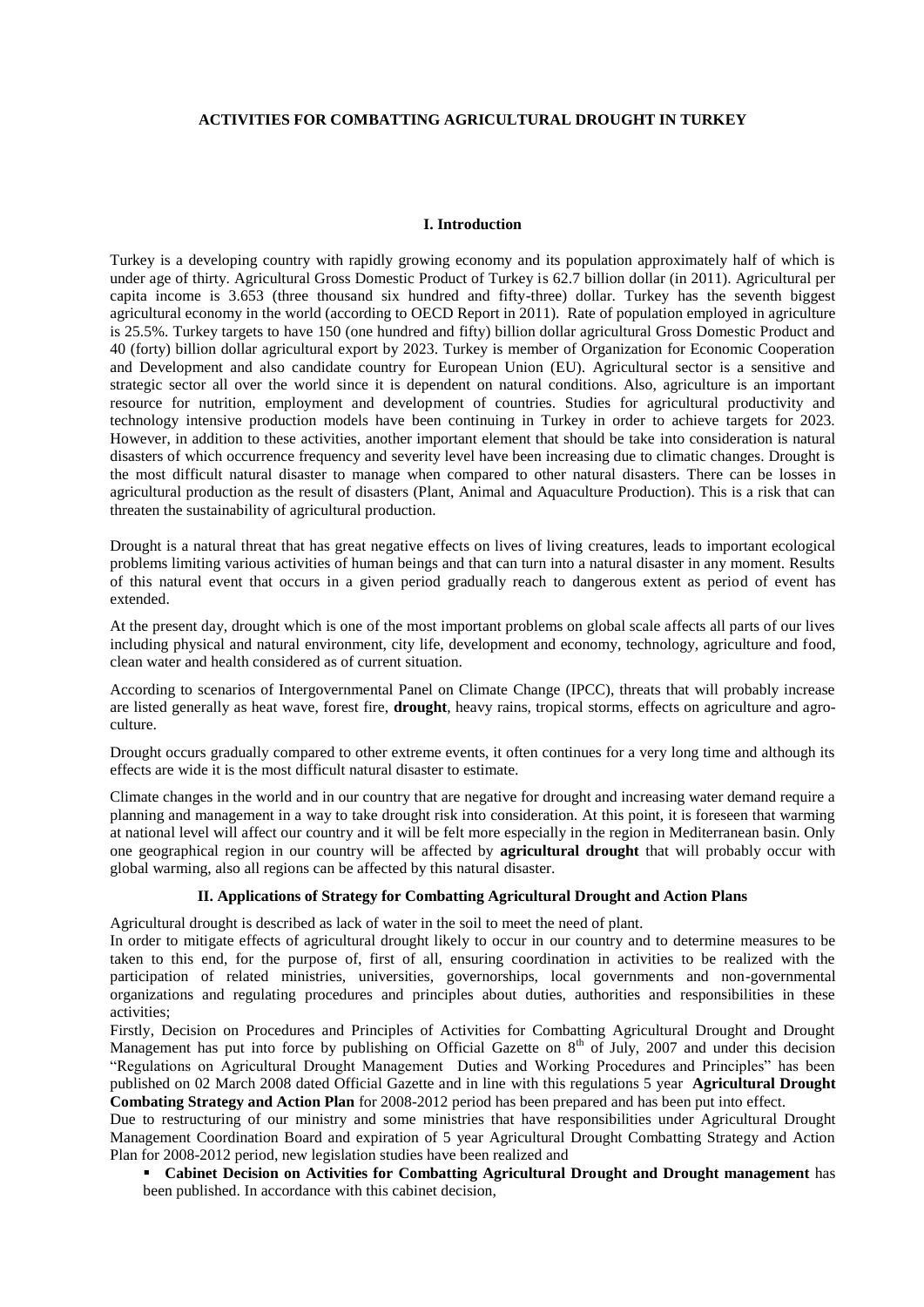# ACTIVITIES FOR COMBATTING AGRICULTURAL DROUGHT IN TURKEY

## I. Introduction

Turkey is a developing country with rapidly growing economy and its population approximately half of which is under age of thirty. Agricultural Gross Domestic Product of Turkey is 62.7 billion dollar (in 2011). Agricultural per capita income is 3.653 (three thousand six hundred and fifty-three) dollar. Turkey has the seventh biggest agricultural economy in the world (according to OECD Report in 2011). Rate of population employed in agriculture is 25.5%. Turkey targets to have 150 (one hundred and fifty) billion dollar agricultural Gross Domestic Product and 40 (forty) billion dollar agricultural export by 2023. Turkey is member of Organization for Economic Cooperation and Development and also candidate country for European Union (EU). Agricultural sector is a sensitive and strategic sector all over the world since it is dependent on natural conditions. Also, agriculture is an important resource for nutrition, employment and development of countries. Studies for agricultural productivity and technology intensive production models have been continuing in Turkey in order to achieve targets for 2023. However, in addition to these activities, another important element that should be take into consideration is natural disasters of which occurrence frequency and severity level have been increasing due to climatic changes. Drought is the most difficult natural disaster to manage when compared to other natural disasters. There can be losses in agricultural production as the result of disasters (Plant, Animal and Aquaculture Production). This is a risk that can threaten the sustainability of agricultural production.

Drought is a natural threat that has great negative effects on lives of living creatures, leads to important ecological problems limiting various activities of human beings and that can turn into a natural disaster in any moment. Results of this natural event that occurs in a given period gradually reach to dangerous extent as period of event has extended.

At the present day, drought which is one of the most important problems on global scale affects all parts of our lives including physical and natural environment, city life, development and economy, technology, agriculture and food, clean water and health considered as of current situation.

According to scenarios of Intergovernmental Panel on Climate Change (IPCC), threats that will probably increase are listed generally as heat wave, forest fire, **drought**, heavy rains, tropical storms, effects on agriculture and agro-culture.

Drought occurs gradually compared to other extreme events, it often continues for a very long time and although its effects are wide it is the most difficult natural disaster to estimate.

Climate changes in the world and in our country that are negative for drought and increasing water demand require a planning and management in a way to take drought risk into consideration. At this point, it is foreseen that warming at national level will affect our country and it will be felt more especially in the region in Mediterranean basin. Only one geographical region in our country will be affected by **agricultural drought** that will probably occur with global warming, also all regions can be affected by this natural disaster.

## II. Applications of Strategy for Combatting Agricultural Drought and Action Plans

Agricultural drought is described as lack of water in the soil to meet the need of plant.

In order to mitigate effects of agricultural drought likely to occur in our country and to determine measures to be taken to this end, for the purpose of, first of all, ensuring coordination in activities to be realized with the participation of related ministries, universities, governorships, local governments and non-governmental organizations and regulating procedures and principles about duties, authorities and responsibilities in these activities;

Firstly, Decision on Procedures and Principles of Activities for Combatting Agricultural Drought and Drought Management has put into force by publishing on Official Gazette on 8th of July, 2007 and under this decision "Regulations on Agricultural Drought Management Duties and Working Procedures and Principles" has been published on 02 March 2008 dated Official Gazette and in line with this regulations 5 year **Agricultural Drought Combating Strategy and Action Plan** for 2008-2012 period has been prepared and has been put into effect.

Due to restructuring of our ministry and some ministries that have responsibilities under Agricultural Drought Management Coordination Board and expiration of 5 year Agricultural Drought Combatting Strategy and Action Plan for 2008-2012 period, new legislation studies have been realized and

- **Cabinet Decision on Activities for Combatting Agricultural Drought and Drought management** has been published. In accordance with this cabinet decision,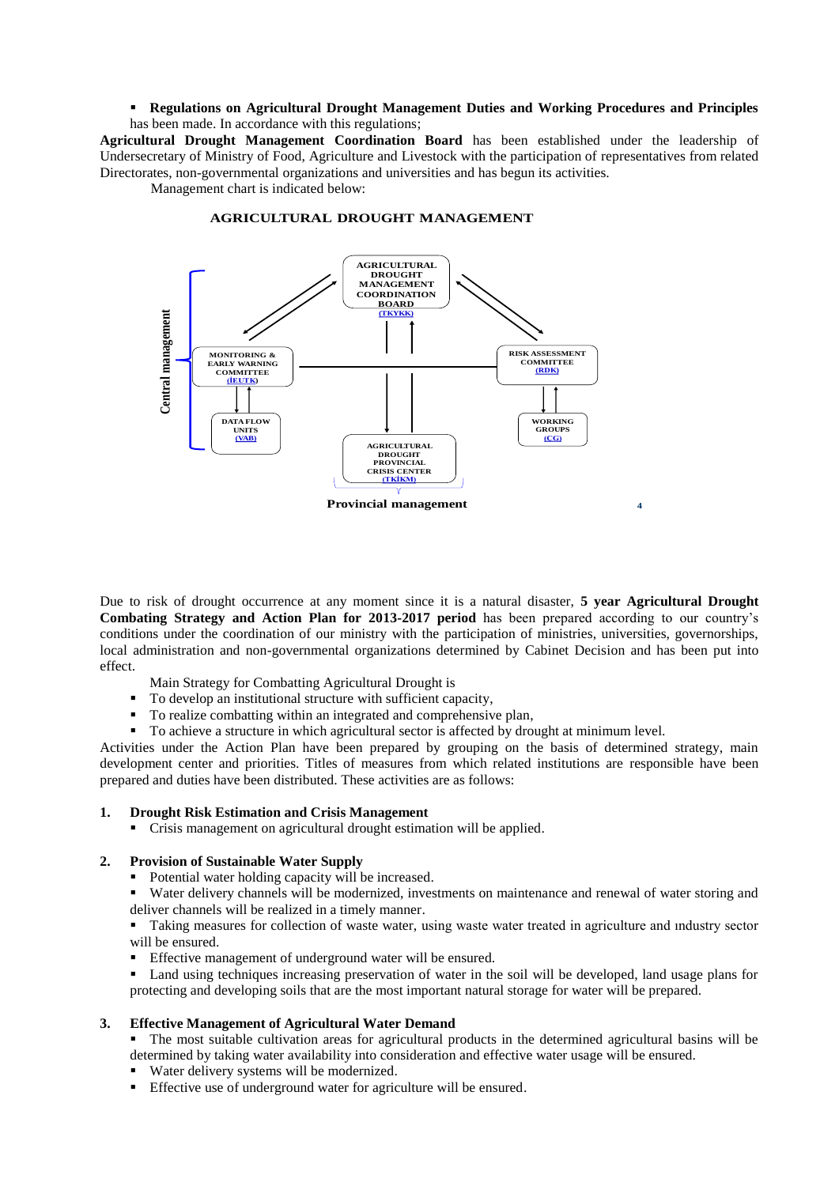- **Regulations on Agricultural Drought Management Duties and Working Procedures and Principles** has been made. In accordance with this regulations;

**Agricultural Drought Management Coordination Board** has been established under the leadership of Undersecretary of Ministry of Food, Agriculture and Livestock with the participation of representatives from related Directorates, non-governmental organizations and universities and has begun its activities.

Management chart is indicated below:

**AGRICULTURAL DROUGHT MANAGEMENT**

Central management

AGRICULTURAL DROUGHT MANAGEMENT COORDINATION BOARD (TKYKK)

MONITORING & EARLY WARNING COMMITTEE (İEUTK)

RISK ASSESSMENT COMMITTEE (RDK)

DATA FLOW UNITS (VAB)

WORKING GROUPS (CG)

AGRICULTURAL DROUGHT PROVINCIAL CRISIS CENTER (TKİKM)

**Provincial management**

Due to risk of drought occurrence at any moment since it is a natural disaster, **5 year Agricultural Drought Combating Strategy and Action Plan for 2013-2017 period** has been prepared according to our country's conditions under the coordination of our ministry with the participation of ministries, universities, governorships, local administration and non-governmental organizations determined by Cabinet Decision and has been put into effect.

Main Strategy for Combatting Agricultural Drought is

- To develop an institutional structure with sufficient capacity,
- To realize combatting within an integrated and comprehensive plan,
- To achieve a structure in which agricultural sector is affected by drought at minimum level.

Activities under the Action Plan have been prepared by grouping on the basis of determined strategy, main development center and priorities. Titles of measures from which related institutions are responsible have been prepared and duties have been distributed. These activities are as follows:

1. **Drought Risk Estimation and Crisis Management**
   - Crisis management on agricultural drought estimation will be applied.

2. **Provision of Sustainable Water Supply**
   - Potential water holding capacity will be increased.
   - Water delivery channels will be modernized, investments on maintenance and renewal of water storing and deliver channels will be realized in a timely manner.
   - Taking measures for collection of waste water, using waste water treated in agriculture and ındustry sector will be ensured.
   - Effective management of underground water will be ensured.
   - Land using techniques increasing preservation of water in the soil will be developed, land usage plans for protecting and developing soils that are the most important natural storage for water will be prepared.

3. **Effective Management of Agricultural Water Demand**
   - The most suitable cultivation areas for agricultural products in the determined agricultural basins will be determined by taking water availability into consideration and effective water usage will be ensured.
   - Water delivery systems will be modernized.
   - Effective use of underground water for agriculture will be ensured.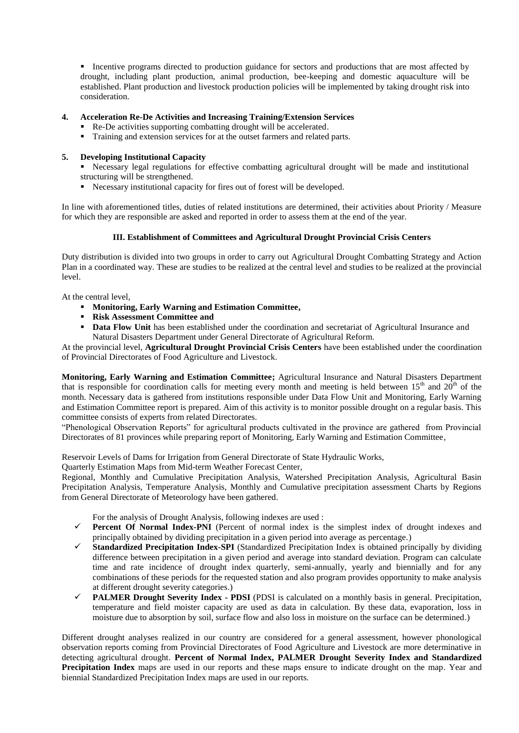- Incentive programs directed to production guidance for sectors and productions that are most affected by drought, including plant production, animal production, bee-keeping and domestic aquaculture will be established. Plant production and livestock production policies will be implemented by taking drought risk into consideration.

**4. Acceleration Re-De Activities and Increasing Training/Extension Services**

- Re-De activities supporting combatting drought will be accelerated.
- Training and extension services for at the outset farmers and related parts.

**5. Developing Institutional Capacity**

- Necessary legal regulations for effective combatting agricultural drought will be made and institutional structuring will be strengthened.
- Necessary institutional capacity for fires out of forest will be developed.

In line with aforementioned titles, duties of related institutions are determined, their activities about Priority / Measure for which they are responsible are asked and reported in order to assess them at the end of the year.

### III. Establishment of Committees and Agricultural Drought Provincial Crisis Centers

Duty distribution is divided into two groups in order to carry out Agricultural Drought Combatting Strategy and Action Plan in a coordinated way. These are studies to be realized at the central level and studies to be realized at the provincial level.

At the central level,

- **Monitoring, Early Warning and Estimation Committee,**
- **Risk Assessment Committee and**
- **Data Flow Unit** has been established under the coordination and secretariat of Agricultural Insurance and Natural Disasters Department under General Directorate of Agricultural Reform.

At the provincial level, **Agricultural Drought Provincial Crisis Centers** have been established under the coordination of Provincial Directorates of Food Agriculture and Livestock.

**Monitoring, Early Warning and Estimation Committee;** Agricultural Insurance and Natural Disasters Department that is responsible for coordination calls for meeting every month and meeting is held between 15th and 20th of the month. Necessary data is gathered from institutions responsible under Data Flow Unit and Monitoring, Early Warning and Estimation Committee report is prepared. Aim of this activity is to monitor possible drought on a regular basis. This committee consists of experts from related Directorates.

"Phenological Observation Reports" for agricultural products cultivated in the province are gathered from Provincial Directorates of 81 provinces while preparing report of Monitoring, Early Warning and Estimation Committee,

Reservoir Levels of Dams for Irrigation from General Directorate of State Hydraulic Works,

Quarterly Estimation Maps from Mid-term Weather Forecast Center,

Regional, Monthly and Cumulative Precipitation Analysis, Watershed Precipitation Analysis, Agricultural Basin Precipitation Analysis, Temperature Analysis, Monthly and Cumulative precipitation assessment Charts by Regions from General Directorate of Meteorology have been gathered.

For the analysis of Drought Analysis, following indexes are used :

- ✓ **Percent Of Normal Index-PNI** (Percent of normal index is the simplest index of drought indexes and principally obtained by dividing precipitation in a given period into average as percentage.)
- ✓ **Standardized Precipitation Index-SPI** (Standardized Precipitation Index is obtained principally by dividing difference between precipitation in a given period and average into standard deviation. Program can calculate time and rate incidence of drought index quarterly, semi-annually, yearly and biennially and for any combinations of these periods for the requested station and also program provides opportunity to make analysis at different drought severity categories.)
- ✓ **PALMER Drought Severity Index - PDSI** (PDSI is calculated on a monthly basis in general. Precipitation, temperature and field moister capacity are used as data in calculation. By these data, evaporation, loss in moisture due to absorption by soil, surface flow and also loss in moisture on the surface can be determined.)

Different drought analyses realized in our country are considered for a general assessment, however phonological observation reports coming from Provincial Directorates of Food Agriculture and Livestock are more determinative in detecting agricultural drought. **Percent of Normal Index, PALMER Drought Severity Index and Standardized Precipitation Index** maps are used in our reports and these maps ensure to indicate drought on the map. Year and biennial Standardized Precipitation Index maps are used in our reports.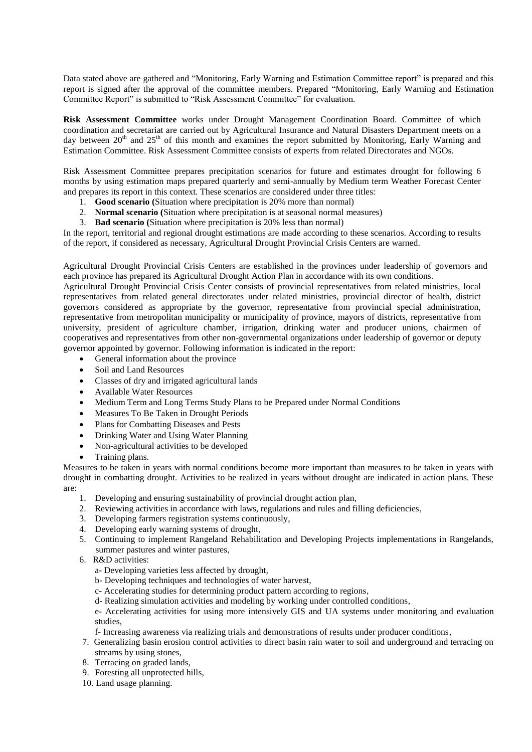Data stated above are gathered and "Monitoring, Early Warning and Estimation Committee report" is prepared and this report is signed after the approval of the committee members. Prepared "Monitoring, Early Warning and Estimation Committee Report" is submitted to "Risk Assessment Committee" for evaluation.

**Risk Assessment Committee** works under Drought Management Coordination Board. Committee of which coordination and secretariat are carried out by Agricultural Insurance and Natural Disasters Department meets on a day between 20th and 25th of this month and examines the report submitted by Monitoring, Early Warning and Estimation Committee. Risk Assessment Committee consists of experts from related Directorates and NGOs.

Risk Assessment Committee prepares precipitation scenarios for future and estimates drought for following 6 months by using estimation maps prepared quarterly and semi-annually by Medium term Weather Forecast Center and prepares its report in this context. These scenarios are considered under three titles:

1. **Good scenario (**Situation where precipitation is 20% more than normal)
2. **Normal scenario (**Situation where precipitation is at seasonal normal measures)
3. **Bad scenario (**Situation where precipitation is 20% less than normal)

In the report, territorial and regional drought estimations are made according to these scenarios. According to results of the report, if considered as necessary, Agricultural Drought Provincial Crisis Centers are warned.

Agricultural Drought Provincial Crisis Centers are established in the provinces under leadership of governors and each province has prepared its Agricultural Drought Action Plan in accordance with its own conditions.

Agricultural Drought Provincial Crisis Center consists of provincial representatives from related ministries, local representatives from related general directorates under related ministries, provincial director of health, district governors considered as appropriate by the governor, representative from provincial special administration, representative from metropolitan municipality or municipality of province, mayors of districts, representative from university, president of agriculture chamber, irrigation, drinking water and producer unions, chairmen of cooperatives and representatives from other non-governmental organizations under leadership of governor or deputy governor appointed by governor. Following information is indicated in the report:

- General information about the province
- Soil and Land Resources
- Classes of dry and irrigated agricultural lands
- Available Water Resources
- Medium Term and Long Terms Study Plans to be Prepared under Normal Conditions
- Measures To Be Taken in Drought Periods
- Plans for Combatting Diseases and Pests
- Drinking Water and Using Water Planning
- Non-agricultural activities to be developed
- Training plans.

Measures to be taken in years with normal conditions become more important than measures to be taken in years with drought in combatting drought. Activities to be realized in years without drought are indicated in action plans. These are:

1. Developing and ensuring sustainability of provincial drought action plan,
2. Reviewing activities in accordance with laws, regulations and rules and filling deficiencies,
3. Developing farmers registration systems continuously,
4. Developing early warning systems of drought,
5. Continuing to implement Rangeland Rehabilitation and Developing Projects implementations in Rangelands, summer pastures and winter pastures,
6. R&D activities:
   a- Developing varieties less affected by drought,
   b- Developing techniques and technologies of water harvest,
   c- Accelerating studies for determining product pattern according to regions,
   d- Realizing simulation activities and modeling by working under controlled conditions,
   e- Accelerating activities for using more intensively GIS and UA systems under monitoring and evaluation studies,
   f- Increasing awareness via realizing trials and demonstrations of results under producer conditions,
7. Generalizing basin erosion control activities to direct basin rain water to soil and underground and terracing on streams by using stones,
8. Terracing on graded lands,
9. Foresting all unprotected hills,
10. Land usage planning.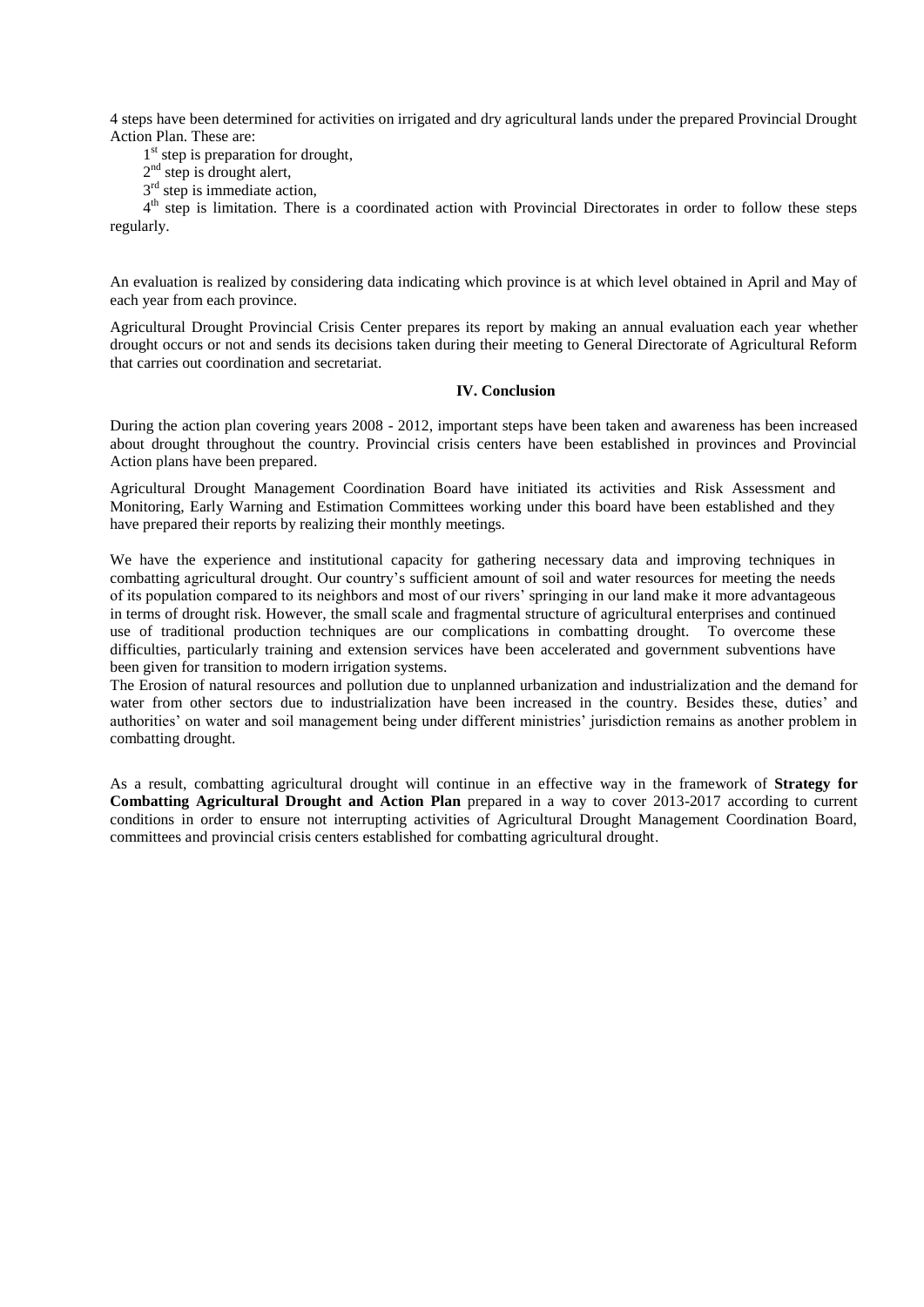4 steps have been determined for activities on irrigated and dry agricultural lands under the prepared Provincial Drought Action Plan. These are:

1st step is preparation for drought,

2nd step is drought alert,

3rd step is immediate action,

4th step is limitation. There is a coordinated action with Provincial Directorates in order to follow these steps regularly.

An evaluation is realized by considering data indicating which province is at which level obtained in April and May of each year from each province.

Agricultural Drought Provincial Crisis Center prepares its report by making an annual evaluation each year whether drought occurs or not and sends its decisions taken during their meeting to General Directorate of Agricultural Reform that carries out coordination and secretariat.

## IV. Conclusion

During the action plan covering years 2008 - 2012, important steps have been taken and awareness has been increased about drought throughout the country. Provincial crisis centers have been established in provinces and Provincial Action plans have been prepared.

Agricultural Drought Management Coordination Board have initiated its activities and Risk Assessment and Monitoring, Early Warning and Estimation Committees working under this board have been established and they have prepared their reports by realizing their monthly meetings.

We have the experience and institutional capacity for gathering necessary data and improving techniques in combatting agricultural drought. Our country's sufficient amount of soil and water resources for meeting the needs of its population compared to its neighbors and most of our rivers' springing in our land make it more advantageous in terms of drought risk. However, the small scale and fragmental structure of agricultural enterprises and continued use of traditional production techniques are our complications in combatting drought. To overcome these difficulties, particularly training and extension services have been accelerated and government subventions have been given for transition to modern irrigation systems.

The Erosion of natural resources and pollution due to unplanned urbanization and industrialization and the demand for water from other sectors due to industrialization have been increased in the country. Besides these, duties' and authorities' on water and soil management being under different ministries' jurisdiction remains as another problem in combatting drought.

As a result, combatting agricultural drought will continue in an effective way in the framework of **Strategy for Combatting Agricultural Drought and Action Plan** prepared in a way to cover 2013-2017 according to current conditions in order to ensure not interrupting activities of Agricultural Drought Management Coordination Board, committees and provincial crisis centers established for combatting agricultural drought.